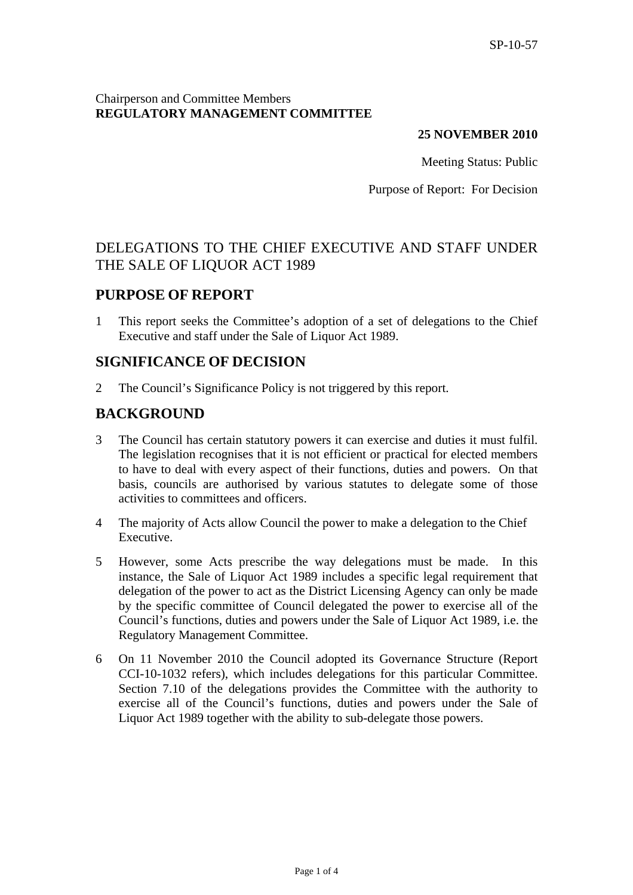SP-10-57

Chairperson and Committee Members
**REGULATORY MANAGEMENT COMMITTEE**

**25 NOVEMBER 2010**

Meeting Status: Public

Purpose of Report: For Decision

# DELEGATIONS TO THE CHIEF EXECUTIVE AND STAFF UNDER THE SALE OF LIQUOR ACT 1989

## PURPOSE OF REPORT

1 This report seeks the Committee's adoption of a set of delegations to the Chief Executive and staff under the Sale of Liquor Act 1989.

## SIGNIFICANCE OF DECISION

2 The Council's Significance Policy is not triggered by this report.

## BACKGROUND

3 The Council has certain statutory powers it can exercise and duties it must fulfil. The legislation recognises that it is not efficient or practical for elected members to have to deal with every aspect of their functions, duties and powers. On that basis, councils are authorised by various statutes to delegate some of those activities to committees and officers.

4 The majority of Acts allow Council the power to make a delegation to the Chief Executive.

5 However, some Acts prescribe the way delegations must be made. In this instance, the Sale of Liquor Act 1989 includes a specific legal requirement that delegation of the power to act as the District Licensing Agency can only be made by the specific committee of Council delegated the power to exercise all of the Council's functions, duties and powers under the Sale of Liquor Act 1989, i.e. the Regulatory Management Committee.

6 On 11 November 2010 the Council adopted its Governance Structure (Report CCI-10-1032 refers), which includes delegations for this particular Committee. Section 7.10 of the delegations provides the Committee with the authority to exercise all of the Council's functions, duties and powers under the Sale of Liquor Act 1989 together with the ability to sub-delegate those powers.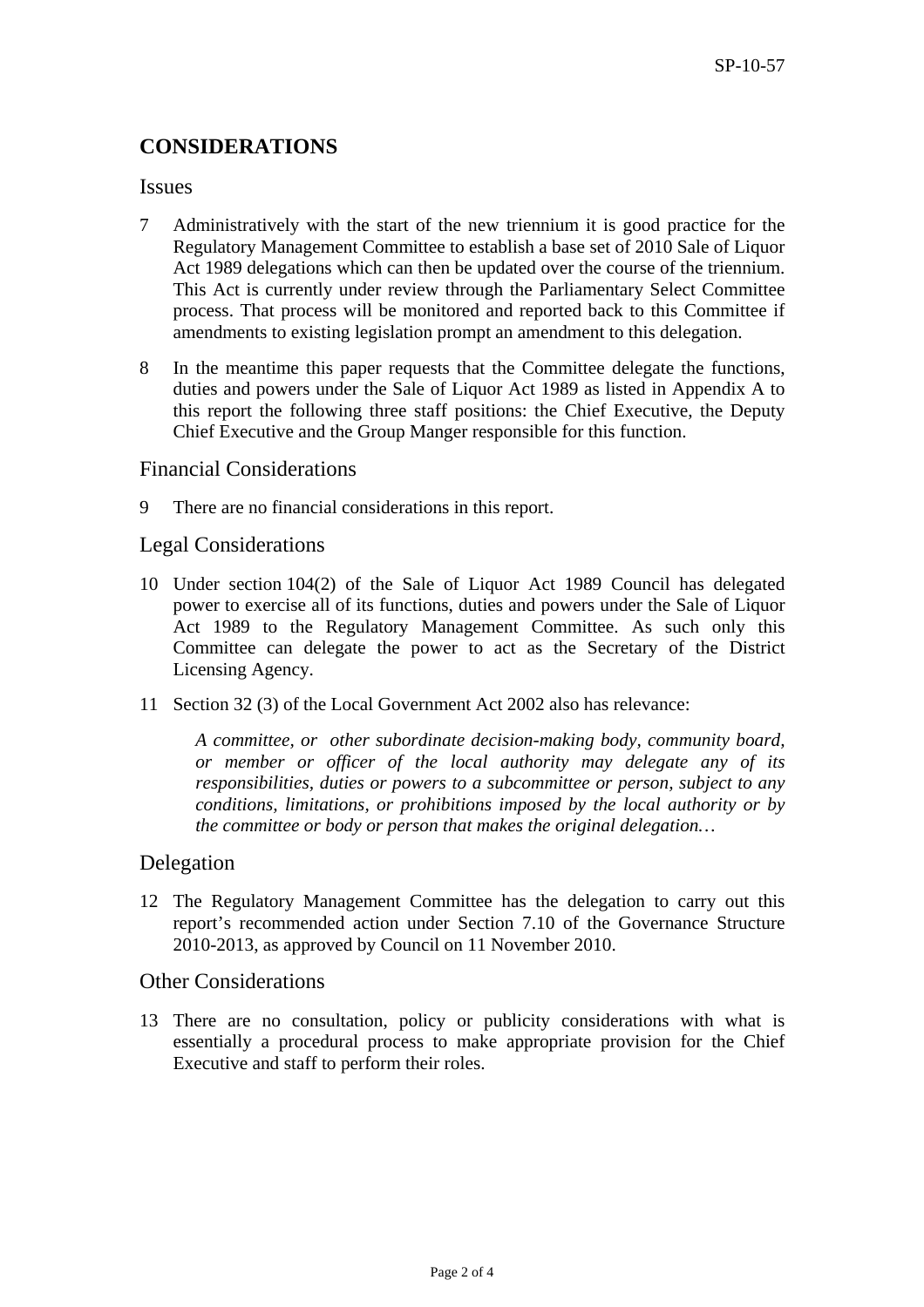## CONSIDERATIONS

### Issues

7 Administratively with the start of the new triennium it is good practice for the Regulatory Management Committee to establish a base set of 2010 Sale of Liquor Act 1989 delegations which can then be updated over the course of the triennium. This Act is currently under review through the Parliamentary Select Committee process. That process will be monitored and reported back to this Committee if amendments to existing legislation prompt an amendment to this delegation.

8 In the meantime this paper requests that the Committee delegate the functions, duties and powers under the Sale of Liquor Act 1989 as listed in Appendix A to this report the following three staff positions: the Chief Executive, the Deputy Chief Executive and the Group Manger responsible for this function.

### Financial Considerations

9 There are no financial considerations in this report.

### Legal Considerations

10 Under section 104(2) of the Sale of Liquor Act 1989 Council has delegated power to exercise all of its functions, duties and powers under the Sale of Liquor Act 1989 to the Regulatory Management Committee. As such only this Committee can delegate the power to act as the Secretary of the District Licensing Agency.

11 Section 32 (3) of the Local Government Act 2002 also has relevance:

> *A committee, or other subordinate decision-making body, community board, or member or officer of the local authority may delegate any of its responsibilities, duties or powers to a subcommittee or person, subject to any conditions, limitations, or prohibitions imposed by the local authority or by the committee or body or person that makes the original delegation…*

### Delegation

12 The Regulatory Management Committee has the delegation to carry out this report's recommended action under Section 7.10 of the Governance Structure 2010-2013, as approved by Council on 11 November 2010.

### Other Considerations

13 There are no consultation, policy or publicity considerations with what is essentially a procedural process to make appropriate provision for the Chief Executive and staff to perform their roles.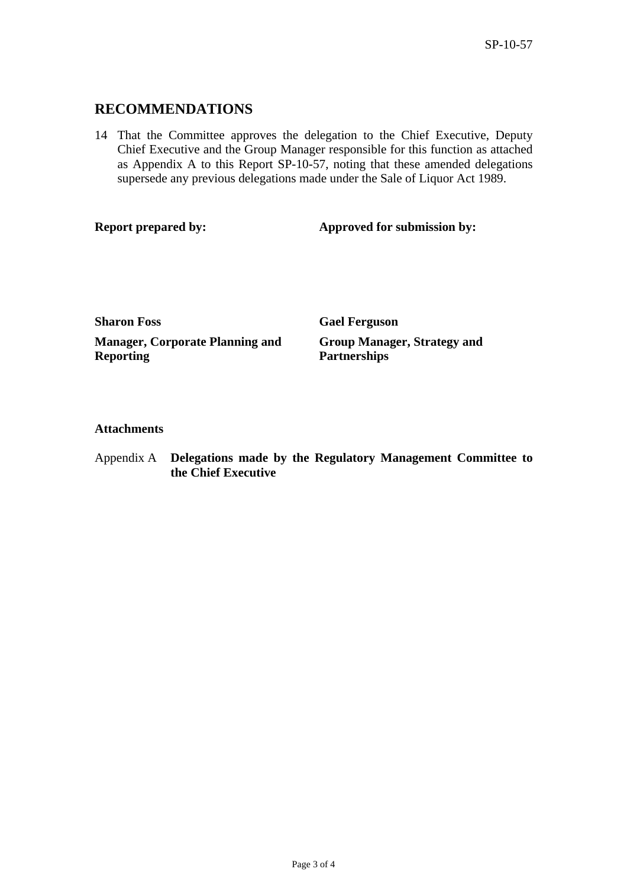## RECOMMENDATIONS

14 That the Committee approves the delegation to the Chief Executive, Deputy Chief Executive and the Group Manager responsible for this function as attached as Appendix A to this Report SP-10-57, noting that these amended delegations supersede any previous delegations made under the Sale of Liquor Act 1989.

| | |
|---|---|
| **Report prepared by:** | **Approved for submission by:** |
| **Sharon Foss** | **Gael Ferguson** |
| **Manager, Corporate Planning and Reporting** | **Group Manager, Strategy and Partnerships** |

**Attachments**

Appendix A **Delegations made by the Regulatory Management Committee to the Chief Executive**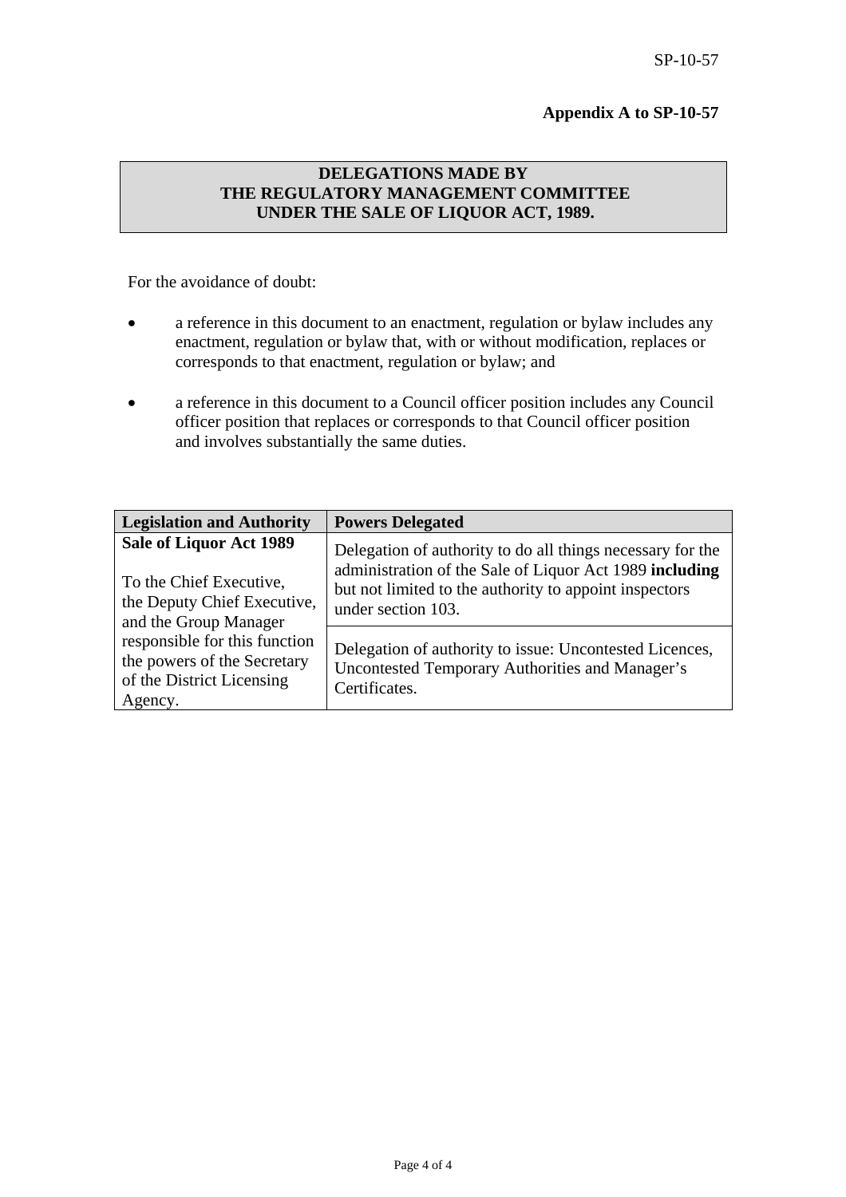**Appendix A to SP-10-57**

**DELEGATIONS MADE BY THE REGULATORY MANAGEMENT COMMITTEE UNDER THE SALE OF LIQUOR ACT, 1989.**

For the avoidance of doubt:

- a reference in this document to an enactment, regulation or bylaw includes any enactment, regulation or bylaw that, with or without modification, replaces or corresponds to that enactment, regulation or bylaw; and
- a reference in this document to a Council officer position includes any Council officer position that replaces or corresponds to that Council officer position and involves substantially the same duties.

| Legislation and Authority | Powers Delegated |
|---|---|
| **Sale of Liquor Act 1989**<br><br>To the Chief Executive, the Deputy Chief Executive, and the Group Manager responsible for this function the powers of the Secretary of the District Licensing Agency. | Delegation of authority to do all things necessary for the administration of the Sale of Liquor Act 1989 **including** but not limited to the authority to appoint inspectors under section 103. |
| | Delegation of authority to issue: Uncontested Licences, Uncontested Temporary Authorities and Manager's Certificates. |